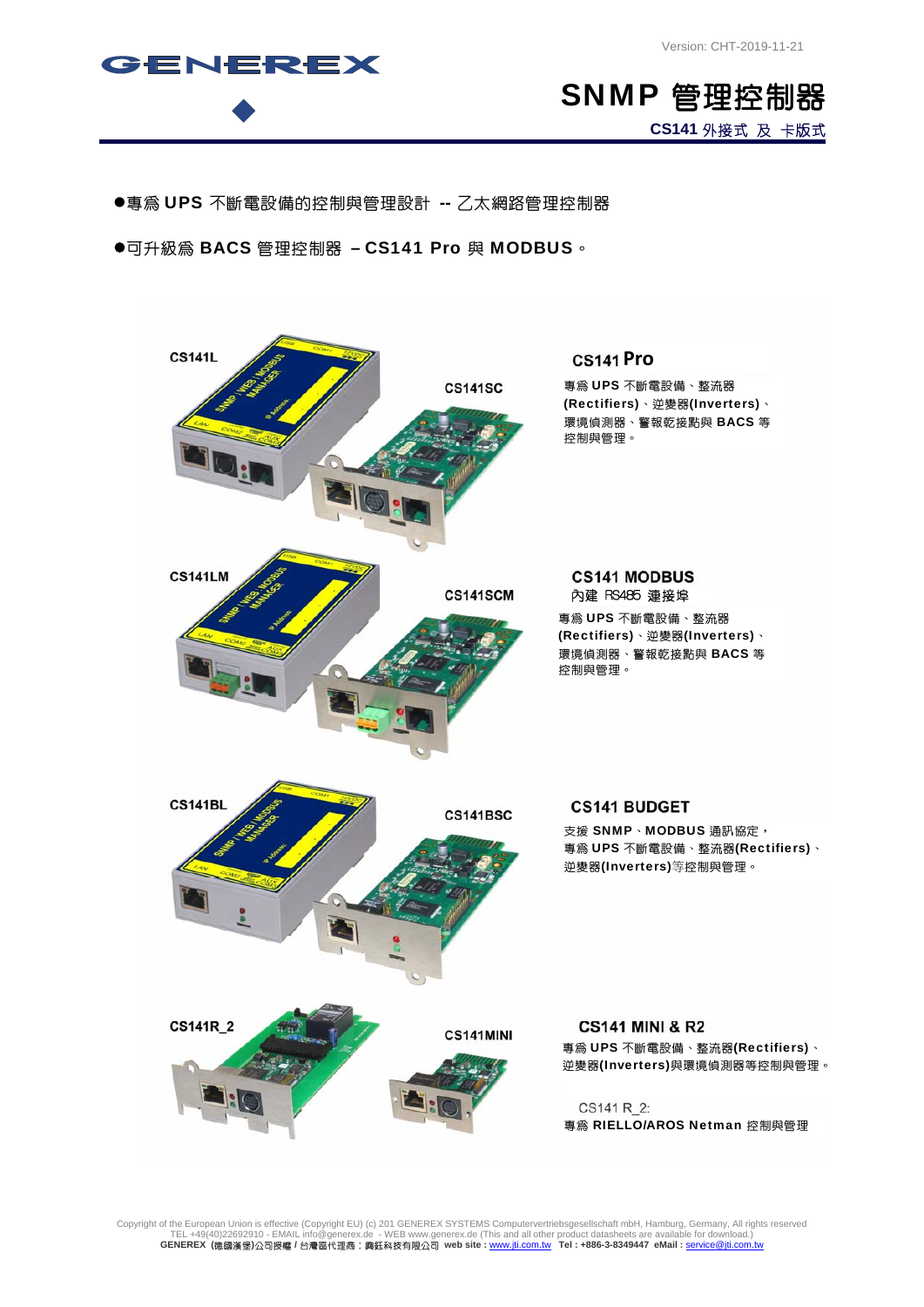Version: CHT-2019-11-21

# SNMP 管理控制器

**CS141** 外接式 及 卡版式

●專為 **UPS** 不斷電設備的控制與管理設計 **--** 乙太網路管理控制器

●可升級為 **BACS** 管理控制器 **– CS141 Pro** 與 **MODBUS**。

CS141L

CS141SC

### CS141 Pro

專為 **UPS** 不斷電設備、整流器(**Rectifiers**)、逆變器(**Inverters**)、環境偵測器、警報乾接點與 **BACS** 等控制與管理。

CS141LM

CS141SCM

### CS141 MODBUS

內建 RS485 連接埠

專為 **UPS** 不斷電設備、整流器(**Rectifiers**)、逆變器(**Inverters**)、環境偵測器、警報乾接點與 **BACS** 等控制與管理。

CS141BL

CS141BSC

### CS141 BUDGET

支援 **SNMP**、**MODBUS** 通訊協定，專為 **UPS** 不斷電設備、整流器(**Rectifiers**)、逆變器(**Inverters**)等控制與管理。

CS141R_2

CS141MINI

### CS141 MINI & R2

專為 **UPS** 不斷電設備、整流器(**Rectifiers**)、逆變器(**Inverters**)與環境偵測器等控制與管理。

CS141 R_2:

專為 **RIELLO/AROS Netman** 控制與管理

Copyright of the European Union is effective (Copyright EU) (c) 201 GENEREX SYSTEMS Computervertriebsgesellschaft mbH, Hamburg, Germany, All rights reserved
TEL +49(40)22692910 - EMAIL info@generex.de - WEB www.generex.de (This and all other product datasheets are available for download.)
**GENEREX (德國漢堡)公司授權 / 台灣區代理商：興鈺科技有限公司 web site : www.jti.com.tw Tel : +886-3-8349447 eMail : service@jti.com.tw**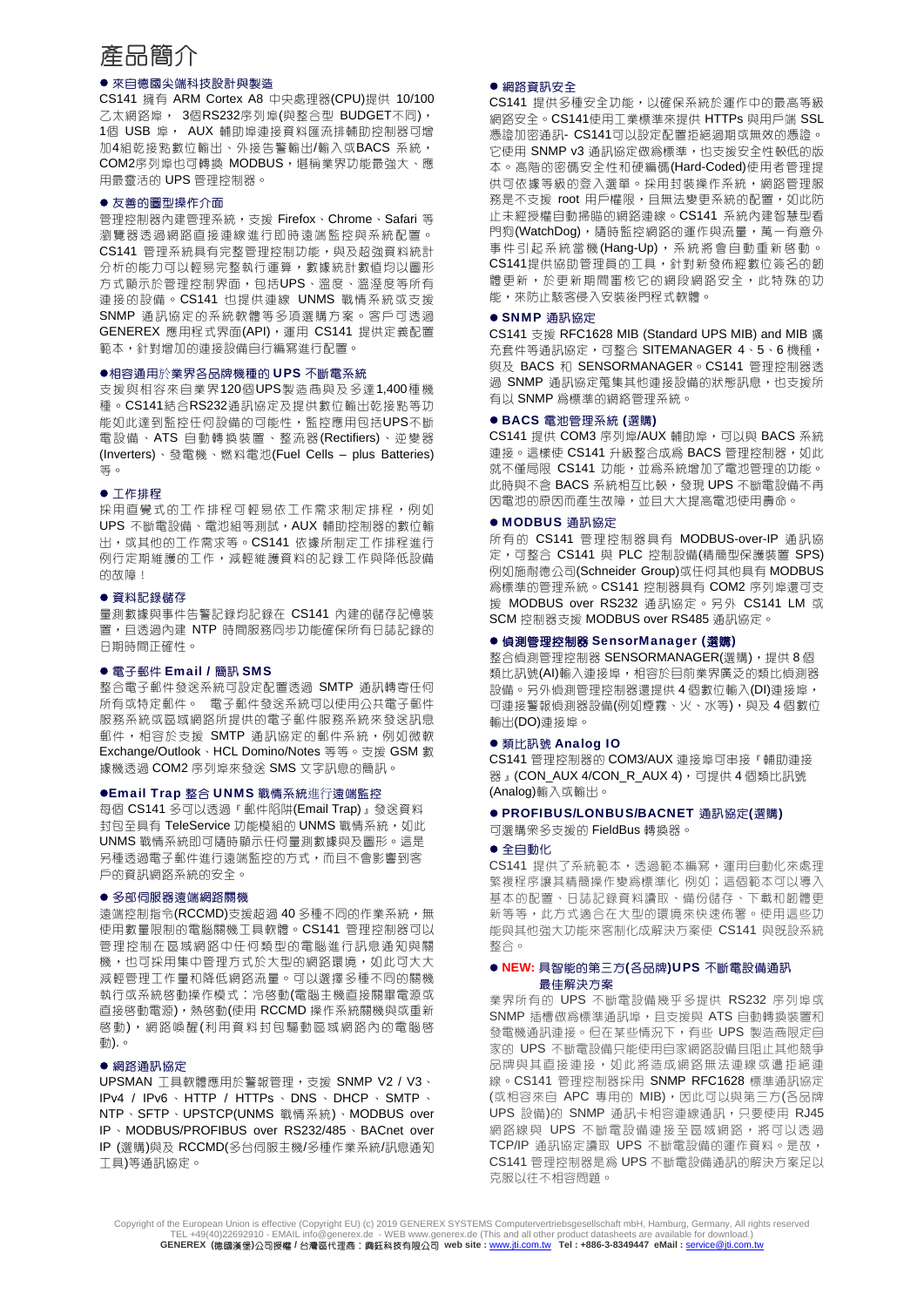# 產品簡介

### ● 來自德國尖端科技設計與製造

CS141 擁有 ARM Cortex A8 中央處理器(CPU)提供 10/100 乙太網路埠， 3個RS232序列埠(與整合型 BUDGET不同)，1個 USB 埠， AUX 輔助埠連接資料匯流排輔助控制器可增加4組乾接點數位輸出、外接告警輸出/輸入或BACS 系統，COM2序列埠也可轉換 MODBUS，堪稱業界功能最強大、應用最靈活的 UPS 管理控制器。

### ● 友善的圖型操作介面

管理控制器內建管理系統，支援 Firefox、Chrome、Safari 等瀏覽器透過網路直接連線進行即時遠端監控與系統配置。CS141 管理系統具有完整管理控制功能，與及超強資料統計分析的能力可以輕易完整執行運算，數據統計數值均以圖形方式顯示於管理控制界面，包括UPS、溫度、溫溼度等所有連接的設備。CS141 也提供連線 UNMS 戰情系統或支援 SNMP 通訊協定的系統軟體等多項選購方案。客戶可透過 GENEREX 應用程式界面(API)，運用 CS141 提供定義配置範本，針對增加的連接設備自行編寫進行配置。

### ●相容通用於業界各品牌機種的 UPS 不斷電系統

支援與相容來自業界120個UPS製造商與及多達1,400種機種。CS141結合RS232通訊協定及提供數位輸出乾接點等功能如此達到監控任何設備的可能性，監控應用包括UPS不斷電設備、ATS 自動轉換裝置、整流器(Rectifiers)、逆變器(Inverters)、發電機、燃料電池(Fuel Cells – plus Batteries)等。

### ● 工作排程

採用直覺式的工作排程可輕易依工作需求制定排程，例如 UPS 不斷電設備、電池組等測試，AUX 輔助控制器的數位輸出，或其他的工作需求等。CS141 依據所制定工作排程進行例行定期維護的工作，減輕維護資料的記錄工作與降低設備的故障！

### ● 資料記錄儲存

量測數據與事件告警記錄均記錄在 CS141 內建的儲存記憶裝置，且透過內建 NTP 時間服務同步功能確保所有日誌記錄的日期時間正確性。

### ● 電子郵件 Email / 簡訊 SMS

整合電子郵件發送系統可設定配置透過 SMTP 通訊轉寄任何所有或特定郵件。 電子郵件發送系統可以使用公共電子郵件服務系統或區域網路所提供的電子郵件服務系統來發送訊息郵件，相容於支援 SMTP 通訊協定的郵件系統，例如微軟 Exchange/Outlook、HCL Domino/Notes 等等。支援 GSM 數據機透過 COM2 序列埠來發送 SMS 文字訊息的簡訊。

### ●Email Trap 整合 UNMS 戰情系統進行遠端監控

每個 CS141 多可以透過『郵件陷阱(Email Trap)』發送資料封包至具有 TeleService 功能模組的 UNMS 戰情系統，如此 UNMS 戰情系統即可隨時顯示任何量測數據與及圖形。這是另種透過電子郵件進行遠端監控的方式，而且不會影響到客戶的資訊網路系統的安全。

### ● 多部伺服器遠端網路關機

遠端控制指令(RCCMD)支援超過 40 多種不同的作業系統，無使用數量限制的電腦關機工具軟體。CS141 管理控制器可以管理控制在區域網路中任何類型的電腦進行訊息通知與關機，也可採用集中管理方式於大型的網路環境，如此可大大減輕管理工作量和降低網路流量。可以選擇不同的關機執行或系統啓動操作模式：冷啓動(電腦主機直接關畢電源或直接啓動電源)，熱啓動(使用 RCCMD 操作系統關機與或重新啓動)，網路喚醒(利用資料封包驅動區域網路內的電腦啓動)。

### ● 網路通訊協定

UPSMAN 工具軟體應用於警報管理，支援 SNMP V2 / V3、IPv4 / IPv6、HTTP / HTTPs、DNS、DHCP、SMTP、NTP、SFTP、UPSTCP(UNMS 戰情系統)、MODBUS over IP、MODBUS/PROFIBUS over RS232/485、BACnet over IP (選購)與及 RCCMD(多台伺服主機/多種作業系統/訊息通知工具)等通訊協定。

### ● 網路資訊安全

CS141 提供多種安全功能，以確保系統於運作中的最高等級網路安全。CS141使用工業標準來提供 HTTPS 與用戶端 SSL 憑證加密通訊- CS141可以設定配置拒絕過期或無效的憑證。它使用 SNMP v3 通訊協定做為標準，也支援安全性較低的版本。高階的密碼安全性和硬編碼(Hard-Coded)使用者管理提供可依據等級的登入選單。採用封裝操作系統，網路管理服務是不支援 root 用戶權限，且無法變更系統的配置，如此防止未經授權自動掃瞄的網路連線。CS141 系統內建智慧型看門狗(WatchDog)，隨時監控網路的運作與流量，萬一有意外事件引起系統當機(Hang-Up)，系統將會自動重新啓動。CS141提供協助管理員的工具，針對新發佈經數位簽名的韌體更新，於更新期間審核它的網段網路安全，此特殊的功能，來防止駭客侵入安裝後門程式軟體。

### ● SNMP 通訊協定

CS141 支援 RFC1628 MIB (Standard UPS MIB) and MIB 擴充套件等通訊協定，可整合 SITEMANAGER 4、5、6 機種，與及 BACS 和 SENSORMANAGER。CS141 管理控制器透過 SNMP 通訊協定蒐集其他連接設備的狀態訊息，也支援所有以 SNMP 為標準的網路管理系統。

### ● BACS 電池管理系統 (選購)

CS141 提供 COM3 序列埠/AUX 輔助埠，可以與 BACS 系統連接。這樣使 CS141 升級整合成為 BACS 管理控制器，如此就不僅局限 CS141 功能，並為系統增加了電池管理的功能。此時與不含 BACS 系統相互比較，發現 UPS 不斷電設備不再因電池的原因而產生故障，並且大大提高電池使用壽命。

### ● MODBUS 通訊協定

所有的 CS141 管理控制器具有 MODBUS-over-IP 通訊協定，可整合 CS141 與 PLC 控制設備(精簡型保護裝置 SPS)例如施耐德公司(Schneider Group)或任何其他具有 MODBUS 為標準的管理系統。CS141 控制器具有 COM2 序列埠還可支援 MODBUS over RS232 通訊協定。另外 CS141 LM 或 SCM 控制器支援 MODBUS over RS485 通訊協定。

### ● 偵測管理控制器 SensorManager (選購)

整合偵測管理控制器 SENSORMANAGER(選購)，提供 8 個類比訊號(AI)輸入連接埠，相容於目前業界廣泛的類比偵測器設備。另外偵測管理控制器還提供 4 個數位輸入(DI)連接埠，可連接警報偵測器設備(例如煙霧、火、水等)，與及 4 個數位輸出(DO)連接埠。

### ● 類比訊號 Analog IO

CS141 管理控制器的 COM3/AUX 連接埠可串接『輔助連接器』(CON_AUX 4/CON_R_AUX 4)，可提供 4 個類比訊號(Analog)輸入或輸出。

### ● PROFIBUS/LONBUS/BACNET 通訊協定(選購)

可選購眾多支援的 FieldBus 轉換器。

### ● 全自動化

CS141 提供了系統範本，透過範本編寫，運用自動化來處理繁複程序讓其精簡操作變為標準化 例如；這個範本可以導入基本的配置、日誌記錄資料讀取、備份儲存、下載和韌體更新等等，此方式適合在大型的環境來快速布署。使用這些功能與其他強大功能來客制化成解決方案使 CS141 與既設系統整合。

### ● NEW: 具智能的第三方(各品牌)UPS 不斷電設備通訊最佳解決方案

業界所有的 UPS 不斷電設備幾乎多提供 RS232 序列埠或 SNMP 插槽做為標準通訊埠，且支援與 ATS 自動轉換裝置和發電機通訊連接。但在某些情況下，有些 UPS 製造商限定自家的 UPS 不斷電設備只能使用自家網路設備且阻止其他競爭品牌與其直接連接，如此將造成網路無法連線或遭拒絕連線。CS141 管理控制器採用 SNMP RFC1628 標準通訊協定(或相容來自 APC 專用的 MIB)，因此可以與第三方(各品牌 UPS 設備)的 SNMP 通訊卡相容連線通訊，只要使用 RJ45 網路線與 UPS 不斷電設備連接至區域網路，將可以透過 TCP/IP 通訊協定讀取 UPS 不斷電設備的運作資料。是故，CS141 管理控制器是為 UPS 不斷電設備通訊的解決方案足以克服以往不相容問題。

Copyright of the European Union is effective (Copyright EU) (c) 2019 GENEREX SYSTEMS Computervertriebsgesellschaft mbH, Hamburg, Germany, All rights reserved
TEL +49(40)22692910 - EMAIL info@generex.de - WEB www.generex.de (This and all other product datasheets are available for download.)
**GENEREX (德國漢堡)公司授權 / 台灣區代理商：興鉅科技有限公司 web site : www.jti.com.tw Tel : +886-3-8349447 eMail : service@jti.com.tw**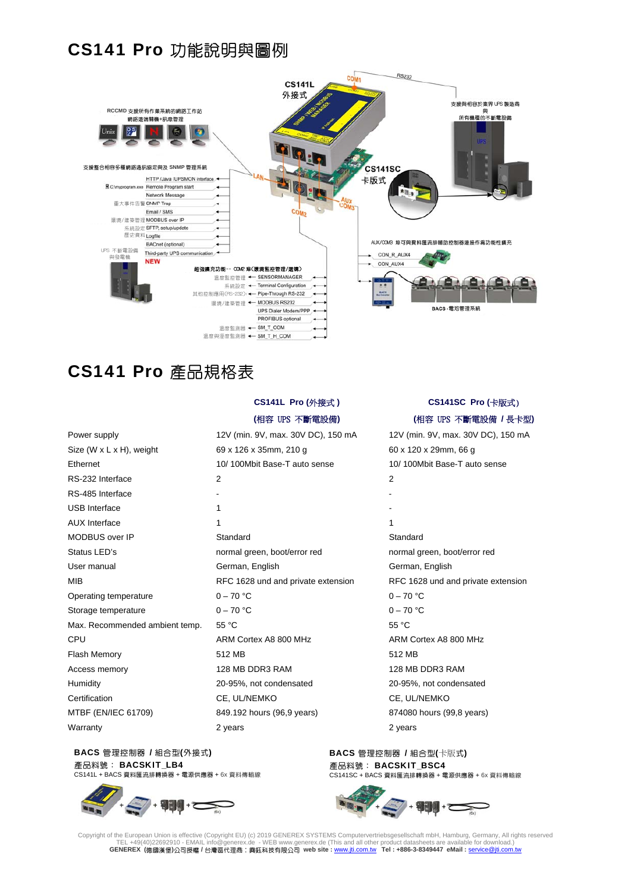# CS141 Pro 功能說明與圖例

CS141L 外接式

COM1

RS232

RCCMD 支援所有作業系統的網路工作站 網路遠端關機+訊息管理

支援與相容於業界 UPS 製造商 與 所有機種的不斷電設備

支援整合相容多種網路通訊協定與及 SNMP 管理系統

HTTP /Java /UPSMON interface

C:\myprogram.exe Remote Program start

Network Message

重大事件告警 SNMP Trap

Email / SMS

環境/建築管理 MODBUS over IP

系統設定 SFTP, setup/update

歷史資料 Logfile

BACnet (optional)

UPS 不斷電設備 與發電機 Third-party UPS communication

NEW

LAN

COM2

CS141SC 卡版式

AUX COM3

AUX/COM3 埠可與資料匯流排輔助控制器連接作為功能性擴充

CON_R_AUX4

CON_AUX4

BACS - 電池管理系統

超強擴充功能-- COM2 埠(環境監控管理/選購)

溫度監控管理 SENSORMANAGER

系統設定 Terminal Configuration

其他控制應用(RS-232) Pipe-Through RS-232

環境/建築管理 MODBUS RS232

UPS Dialer Modem/PPP

PROFIBUS optional

溫度監測器 SM_T_COM

溫度與濕度監測器 SM_T_H_COM

# CS141 Pro 產品規格表

| | CS141L Pro (外接式 ) (相容 UPS 不斷電設備) | CS141SC Pro (卡版式) (相容 UPS 不斷電設備 / 長卡型) |
|---|---|---|
| Power supply | 12V (min. 9V, max. 30V DC), 150 mA | 12V (min. 9V, max. 30V DC), 150 mA |
| Size (W x L x H), weight | 69 x 126 x 35mm, 210 g | 60 x 120 x 29mm, 66 g |
| Ethernet | 10/ 100Mbit Base-T auto sense | 10/ 100Mbit Base-T auto sense |
| RS-232 Interface | 2 | 2 |
| RS-485 Interface | - | - |
| USB Interface | 1 | - |
| AUX Interface | 1 | 1 |
| MODBUS over IP | Standard | Standard |
| Status LED's | normal green, boot/error red | normal green, boot/error red |
| User manual | German, English | German, English |
| MIB | RFC 1628 und and private extension | RFC 1628 und and private extension |
| Operating temperature | 0 – 70 °C | 0 – 70 °C |
| Storage temperature | 0 – 70 °C | 0 – 70 °C |
| Max. Recommended ambient temp. | 55 °C | 55 °C |
| CPU | ARM Cortex A8 800 MHz | ARM Cortex A8 800 MHz |
| Flash Memory | 512 MB | 512 MB |
| Access memory | 128 MB DDR3 RAM | 128 MB DDR3 RAM |
| Humidity | 20-95%, not condensated | 20-95%, not condensated |
| Certification | CE, UL/NEMKO | CE, UL/NEMKO |
| MTBF (EN/IEC 61709) | 849.192 hours (96,9 years) | 874080 hours (99,8 years) |
| Warranty | 2 years | 2 years |

**BACS** 管理控制器 **/** 組合型(外接式)

產品料號： **BACSKIT_LB4**

CS141L + BACS 資料匯流排轉換器 + 電源供應器 + 6x 資料傳輸線

**BACS** 管理控制器 **/** 組合型(卡版式)

產品料號： **BACSKIT_BSC4**

CS141SC + BACS 資料匯流排轉換器 + 電源供應器 + 6x 資料傳輸線

Copyright of the European Union is effective (Copyright EU) (c) 2019 GENEREX SYSTEMS Computervertriebsgesellschaft mbH, Hamburg, Germany, All rights reserved
TEL +49(40)22692910 - EMAIL info@generex.de - WEB www.generex.de (This and all other product datasheets are available for download.)
**GENEREX (德國漢堡)公司授權 / 台灣區代理商：興鈺科技有限公司 web site : www.jti.com.tw Tel : +886-3-8349447 eMail : service@jti.com.tw**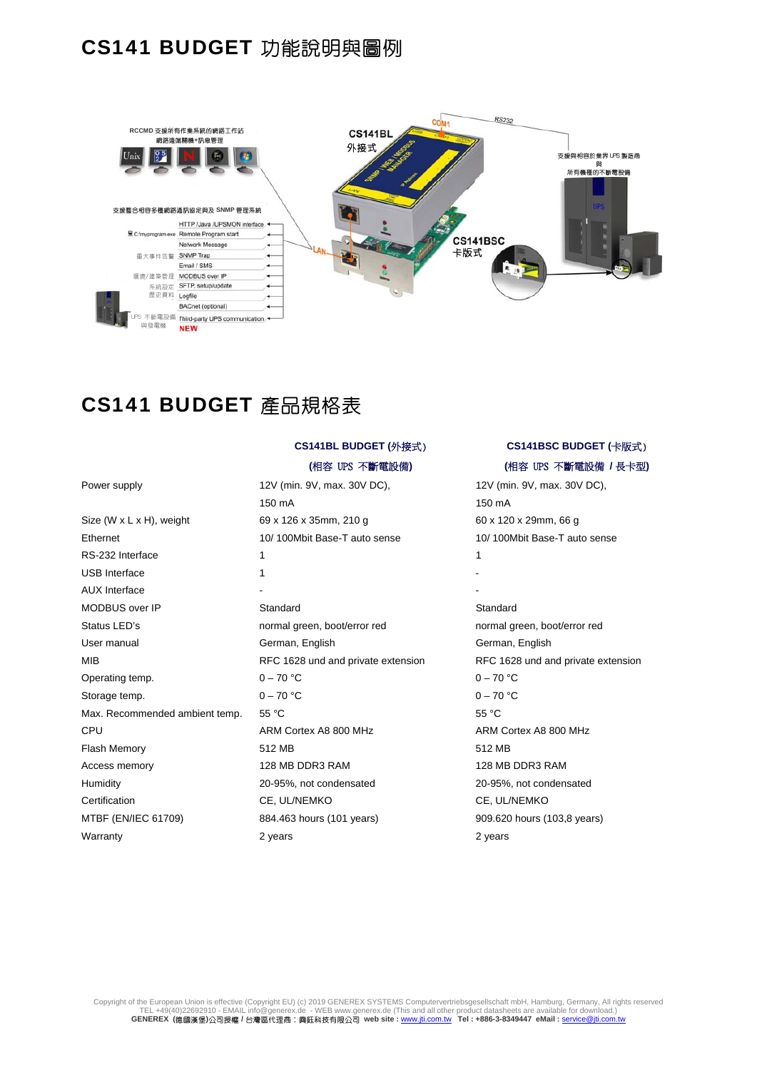# CS141 BUDGET 功能說明與圖例

# CS141 BUDGET 產品規格表

| | CS141BL BUDGET (外接式) (相容 UPS 不斷電設備) | CS141BSC BUDGET (卡版式) (相容 UPS 不斷電設備 / 長卡型) |
|---|---|---|
| Power supply | 12V (min. 9V, max. 30V DC), 150 mA | 12V (min. 9V, max. 30V DC), 150 mA |
| Size (W x L x H), weight | 69 x 126 x 35mm, 210 g | 60 x 120 x 29mm, 66 g |
| Ethernet | 10/ 100Mbit Base-T auto sense | 10/ 100Mbit Base-T auto sense |
| RS-232 Interface | 1 | 1 |
| USB Interface | 1 | - |
| AUX Interface | - | - |
| MODBUS over IP | Standard | Standard |
| Status LED's | normal green, boot/error red | normal green, boot/error red |
| User manual | German, English | German, English |
| MIB | RFC 1628 und and private extension | RFC 1628 und and private extension |
| Operating temp. | 0 – 70 °C | 0 – 70 °C |
| Storage temp. | 0 – 70 °C | 0 – 70 °C |
| Max. Recommended ambient temp. | 55 °C | 55 °C |
| CPU | ARM Cortex A8 800 MHz | ARM Cortex A8 800 MHz |
| Flash Memory | 512 MB | 512 MB |
| Access memory | 128 MB DDR3 RAM | 128 MB DDR3 RAM |
| Humidity | 20-95%, not condensated | 20-95%, not condensated |
| Certification | CE, UL/NEMKO | CE, UL/NEMKO |
| MTBF (EN/IEC 61709) | 884.463 hours (101 years) | 909.620 hours (103,8 years) |
| Warranty | 2 years | 2 years |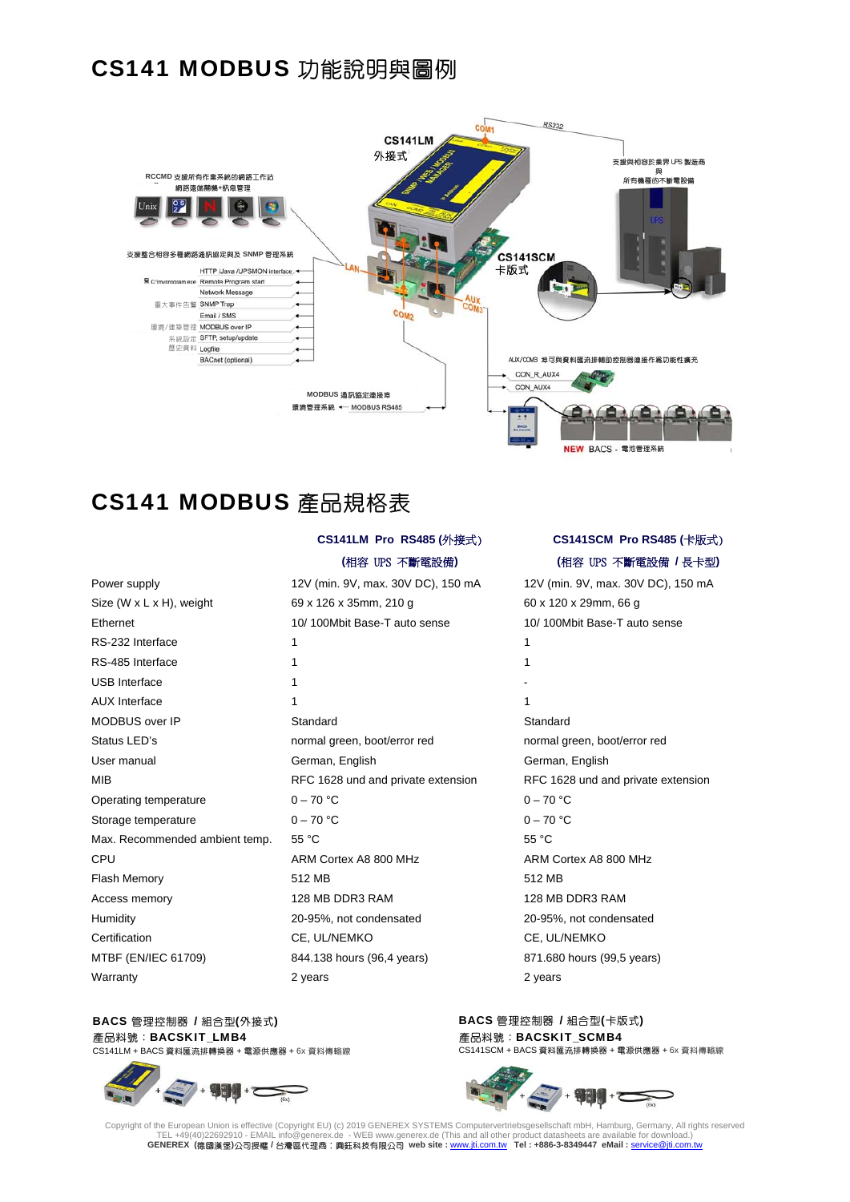# CS141 MODBUS 功能說明與圖例

CS141LM
外接式

RCCMD 支援所有作業系統的網路工作站
網路遠端關機+訊息管理

支援與相容於業界 UPS 製造商
與
所有機種的不斷電設備

支援整合相容多種網路通訊協定與及 SNMP 管理系統

HTTP /Java /UPSMON interface
C:\myprogram.exe Remote Program start
Network Message
重大事件告警 SNMP Trap
Email / SMS
環境/建築管理 MODBUS over IP
系統設定 SFTP, setup/update
歷史資料 Logfile
BACnet (optional)

LAN
COM1
RS232
COM2
AUX COM3

CS141SCM
卡版式

AUX/COM3 接可與資料匯流排輔助控制器連接作為功能性擴充
CON_R_AUX4
CON_AUX4

MODBUS 通訊協定連接埠
環境管理系統 ← MODBUS RS485

NEW BACS - 電池管理系統

# CS141 MODBUS 產品規格表

| | CS141LM Pro RS485 (外接式) (相容 UPS 不斷電設備) | CS141SCM Pro RS485 (卡版式) (相容 UPS 不斷電設備 / 長卡型) |
|---|---|---|
| Power supply | 12V (min. 9V, max. 30V DC), 150 mA | 12V (min. 9V, max. 30V DC), 150 mA |
| Size (W x L x H), weight | 69 x 126 x 35mm, 210 g | 60 x 120 x 29mm, 66 g |
| Ethernet | 10/ 100Mbit Base-T auto sense | 10/ 100Mbit Base-T auto sense |
| RS-232 Interface | 1 | 1 |
| RS-485 Interface | 1 | 1 |
| USB Interface | 1 | - |
| AUX Interface | 1 | 1 |
| MODBUS over IP | Standard | Standard |
| Status LED's | normal green, boot/error red | normal green, boot/error red |
| User manual | German, English | German, English |
| MIB | RFC 1628 und and private extension | RFC 1628 und and private extension |
| Operating temperature | 0 – 70 °C | 0 – 70 °C |
| Storage temperature | 0 – 70 °C | 0 – 70 °C |
| Max. Recommended ambient temp. | 55 °C | 55 °C |
| CPU | ARM Cortex A8 800 MHz | ARM Cortex A8 800 MHz |
| Flash Memory | 512 MB | 512 MB |
| Access memory | 128 MB DDR3 RAM | 128 MB DDR3 RAM |
| Humidity | 20-95%, not condensated | 20-95%, not condensated |
| Certification | CE, UL/NEMKO | CE, UL/NEMKO |
| MTBF (EN/IEC 61709) | 844.138 hours (96,4 years) | 871.680 hours (99,5 years) |
| Warranty | 2 years | 2 years |

**BACS 管理控制器 / 組合型(外接式)**
**產品料號：BACSKIT_LMB4**
CS141LM + BACS 資料匯流排轉換器 + 電源供應器 + 6x 資料傳輸線

**BACS 管理控制器 / 組合型(卡版式)**
**產品料號：BACSKIT_SCMB4**
CS141SCM + BACS 資料匯流排轉換器 + 電源供應器 + 6x 資料傳輸線

Copyright of the European Union is effective (Copyright EU) (c) 2019 GENEREX SYSTEMS Computervertriebsgesellschaft mbH, Hamburg, Germany, All rights reserved
TEL +49(40)22692910 - EMAIL info@generex.de - WEB www.generex.de (This and all other product datasheets are available for download.)
**GENEREX (德國漢堡)公司授權 / 台灣區代理商：興鈺科技有限公司 web site : www.jti.com.tw Tel : +886-3-8349447 eMail : service@jti.com.tw**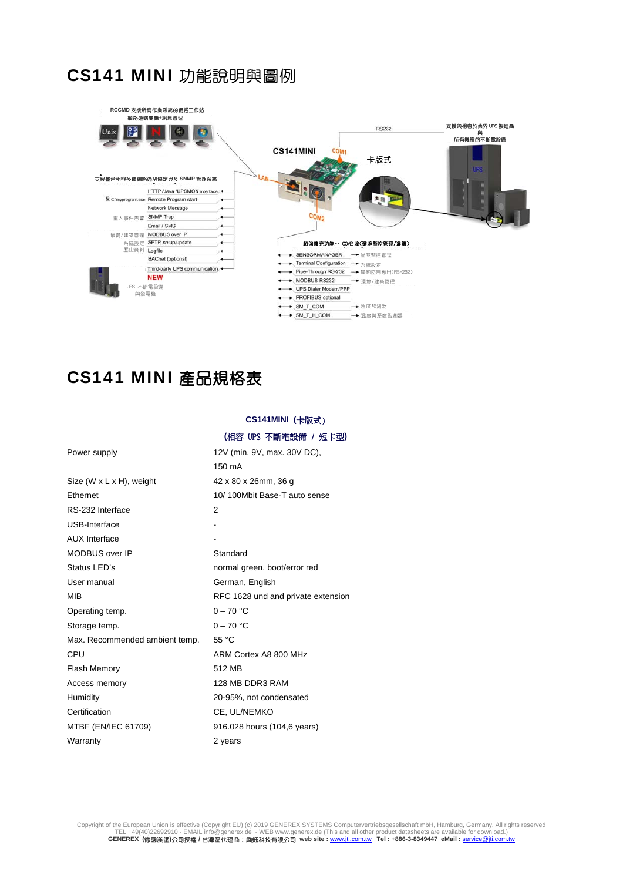# CS141 MINI 功能說明與圖例

# CS141 MINI 產品規格表

| | CS141MINI（卡版式）<br>(相容 UPS 不斷電設備 / 短卡型) |
|---|---|
| Power supply | 12V (min. 9V, max. 30V DC),<br>150 mA |
| Size (W x L x H), weight | 42 x 80 x 26mm, 36 g |
| Ethernet | 10/ 100Mbit Base-T auto sense |
| RS-232 Interface | 2 |
| USB-Interface | - |
| AUX Interface | - |
| MODBUS over IP | Standard |
| Status LED's | normal green, boot/error red |
| User manual | German, English |
| MIB | RFC 1628 und and private extension |
| Operating temp. | 0 – 70 °C |
| Storage temp. | 0 – 70 °C |
| Max. Recommended ambient temp. | 55 °C |
| CPU | ARM Cortex A8 800 MHz |
| Flash Memory | 512 MB |
| Access memory | 128 MB DDR3 RAM |
| Humidity | 20-95%, not condensated |
| Certification | CE, UL/NEMKO |
| MTBF (EN/IEC 61709) | 916.028 hours (104,6 years) |
| Warranty | 2 years |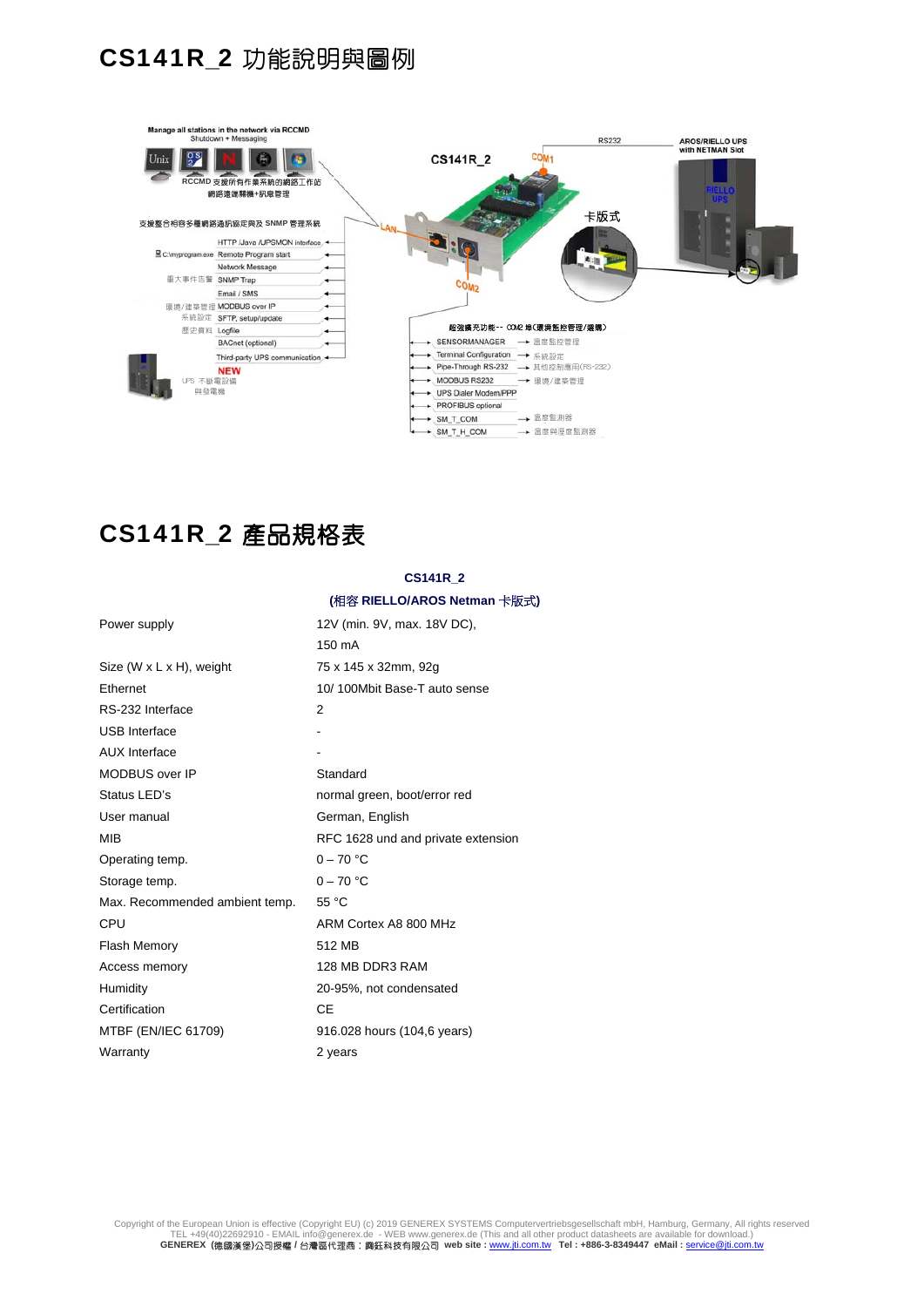# CS141R_2 功能說明與圖例

# CS141R_2 產品規格表

| | CS141R_2 (相容 RIELLO/AROS Netman 卡版式) |
|---|---|
| Power supply | 12V (min. 9V, max. 18V DC), 150 mA |
| Size (W x L x H), weight | 75 x 145 x 32mm, 92g |
| Ethernet | 10/ 100Mbit Base-T auto sense |
| RS-232 Interface | 2 |
| USB Interface | - |
| AUX Interface | - |
| MODBUS over IP | Standard |
| Status LED's | normal green, boot/error red |
| User manual | German, English |
| MIB | RFC 1628 und and private extension |
| Operating temp. | 0 – 70 °C |
| Storage temp. | 0 – 70 °C |
| Max. Recommended ambient temp. | 55 °C |
| CPU | ARM Cortex A8 800 MHz |
| Flash Memory | 512 MB |
| Access memory | 128 MB DDR3 RAM |
| Humidity | 20-95%, not condensated |
| Certification | CE |
| MTBF (EN/IEC 61709) | 916.028 hours (104,6 years) |
| Warranty | 2 years |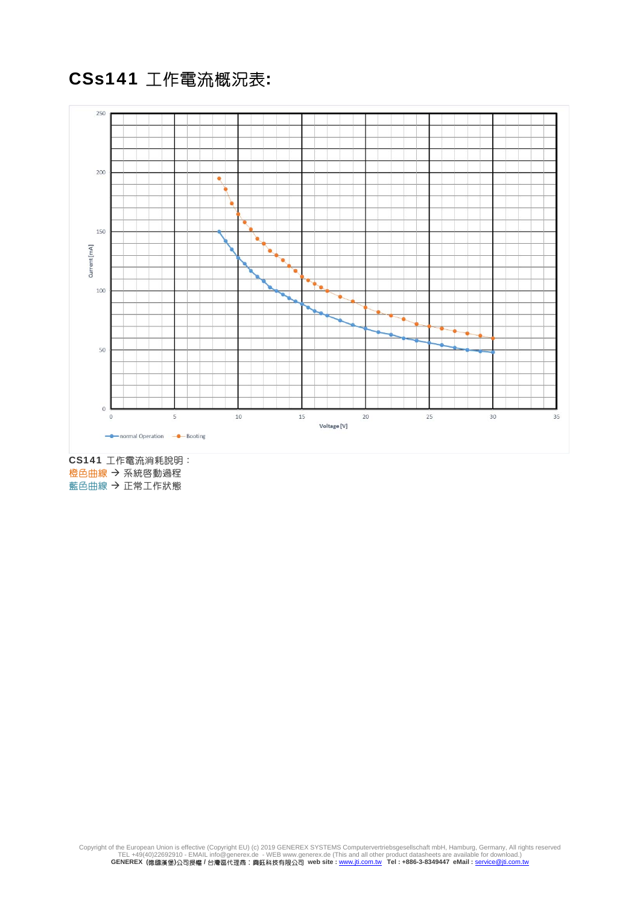## CSs141 工作電流概況表:

CS141 工作電流消耗說明：

橙色曲線 → 系統啓動過程

藍色曲線 → 正常工作狀態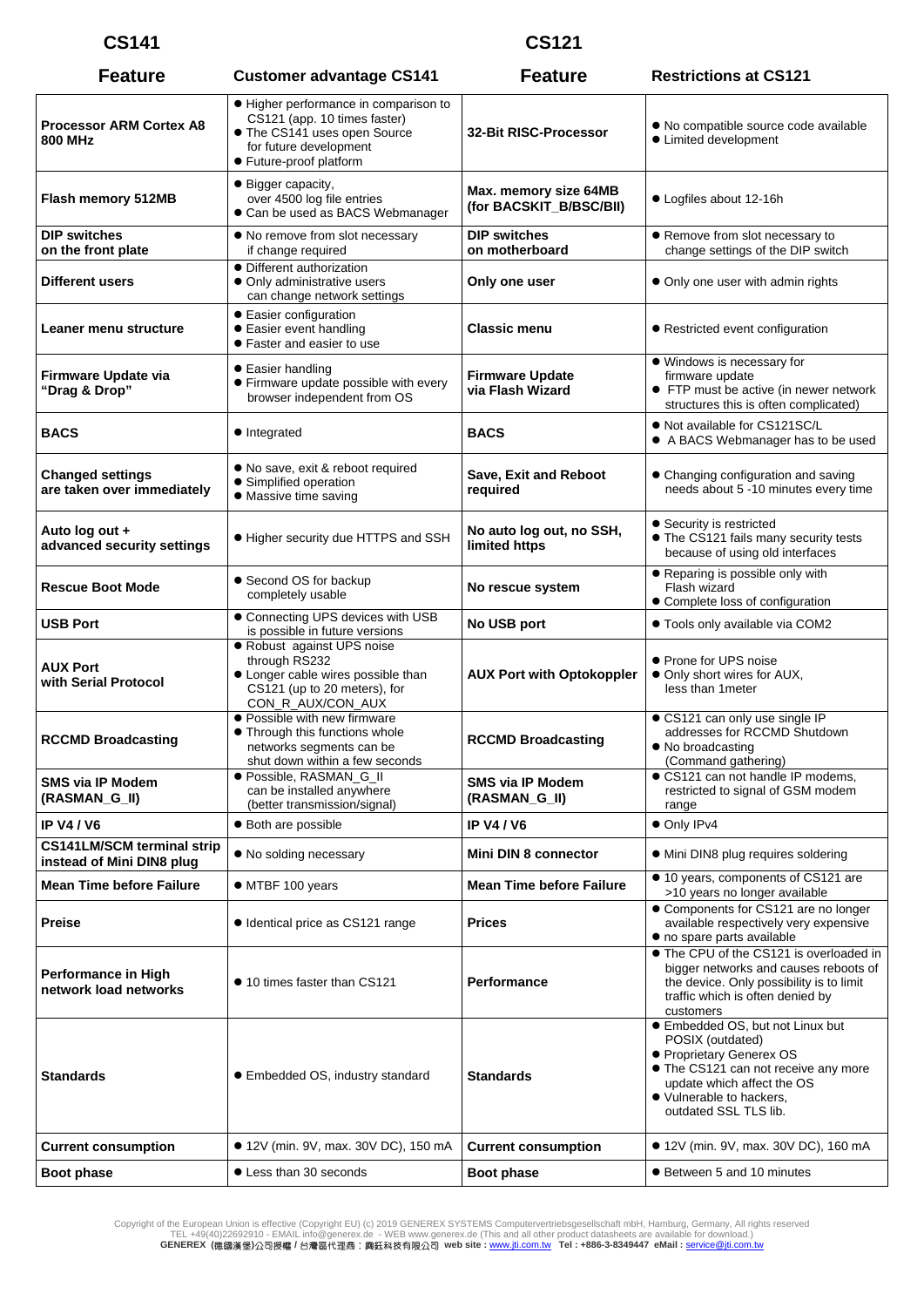| CS141 | | CS121 | |
|---|---|---|---|
| **Feature** | **Customer advantage CS141** | **Feature** | **Restrictions at CS121** |
| **Processor ARM Cortex A8 800 MHz** | ● Higher performance in comparison to CS121 (app. 10 times faster)<br>● The CS141 uses open Source for future development<br>● Future-proof platform | **32-Bit RISC-Processor** | ● No compatible source code available<br>● Limited development |
| **Flash memory 512MB** | ● Bigger capacity, over 4500 log file entries<br>● Can be used as BACS Webmanager | **Max. memory size 64MB (for BACSKIT_B/BSC/BII)** | ● Logfiles about 12-16h |
| **DIP switches on the front plate** | ● No remove from slot necessary if change required | **DIP switches on motherboard** | ● Remove from slot necessary to change settings of the DIP switch |
| **Different users** | ● Different authorization<br>● Only administrative users can change network settings | **Only one user** | ● Only one user with admin rights |
| **Leaner menu structure** | ● Easier configuration<br>● Easier event handling<br>● Faster and easier to use | **Classic menu** | ● Restricted event configuration |
| **Firmware Update via "Drag & Drop"** | ● Easier handling<br>● Firmware update possible with every browser independent from OS | **Firmware Update via Flash Wizard** | ● Windows is necessary for firmware update<br>● FTP must be active (in newer network structures this is often complicated) |
| **BACS** | ● Integrated | **BACS** | ● Not available for CS121SC/L<br>● A BACS Webmanager has to be used |
| **Changed settings are taken over immediately** | ● No save, exit & reboot required<br>● Simplified operation<br>● Massive time saving | **Save, Exit and Reboot required** | ● Changing configuration and saving needs about 5 -10 minutes every time |
| **Auto log out + advanced security settings** | ● Higher security due HTTPS and SSH | **No auto log out, no SSH, limited https** | ● Security is restricted<br>● The CS121 fails many security tests because of using old interfaces |
| **Rescue Boot Mode** | ● Second OS for backup completely usable | **No rescue system** | ● Reparing is possible only with Flash wizard<br>● Complete loss of configuration |
| **USB Port** | ● Connecting UPS devices with USB is possible in future versions | **No USB port** | ● Tools only available via COM2 |
| **AUX Port with Serial Protocol** | ● Robust against UPS noise through RS232<br>● Longer cable wires possible than CS121 (up to 20 meters), for CON_R_AUX/CON_AUX | **AUX Port with Optokoppler** | ● Prone for UPS noise<br>● Only short wires for AUX, less than 1meter |
| **RCCMD Broadcasting** | ● Possible with new firmware<br>● Through this functions whole networks segments can be shut down within a few seconds | **RCCMD Broadcasting** | ● CS121 can only use single IP addresses for RCCMD Shutdown<br>● No broadcasting (Command gathering) |
| **SMS via IP Modem (RASMAN_G_II)** | ● Possible, RASMAN_G_II can be installed anywhere (better transmission/signal) | **SMS via IP Modem (RASMAN_G_II)** | ● CS121 can not handle IP modems, restricted to signal of GSM modem range |
| **IP V4 / V6** | ● Both are possible | **IP V4 / V6** | ● Only IPv4 |
| **CS141LM/SCM terminal strip instead of Mini DIN8 plug** | ● No solding necessary | **Mini DIN 8 connector** | ● Mini DIN8 plug requires soldering |
| **Mean Time before Failure** | ● MTBF 100 years | **Mean Time before Failure** | ● 10 years, components of CS121 are >10 years no longer available |
| **Preise** | ● Identical price as CS121 range | **Prices** | ● Components for CS121 are no longer available respectively very expensive<br>● no spare parts available |
| **Performance in High network load networks** | ● 10 times faster than CS121 | **Performance** | ● The CPU of the CS121 is overloaded in bigger networks and causes reboots of the device. Only possibility is to limit traffic which is often denied by customers |
| **Standards** | ● Embedded OS, industry standard | **Standards** | ● Embedded OS, but not Linux but POSIX (outdated)<br>● Proprietary Generex OS<br>● The CS121 can not receive any more update which affect the OS<br>● Vulnerable to hackers, outdated SSL TLS lib. |
| **Current consumption** | ● 12V (min. 9V, max. 30V DC), 150 mA | **Current consumption** | ● 12V (min. 9V, max. 30V DC), 160 mA |
| **Boot phase** | ● Less than 30 seconds | **Boot phase** | ● Between 5 and 10 minutes |

Copyright of the European Union is effective (Copyright EU) (c) 2019 GENEREX SYSTEMS Computervertriebsgesellschaft mbH, Hamburg, Germany, All rights reserved
TEL +49(40)22692910 - EMAIL info@generex.de - WEB www.generex.de (This and all other product datasheets are available for download.)
**GENEREX (德國漢堡)公司授權 / 台灣區代理商：爾鈺科技有限公司 web site : www.jti.com.tw Tel : +886-3-8349447 eMail : service@jti.com.tw**